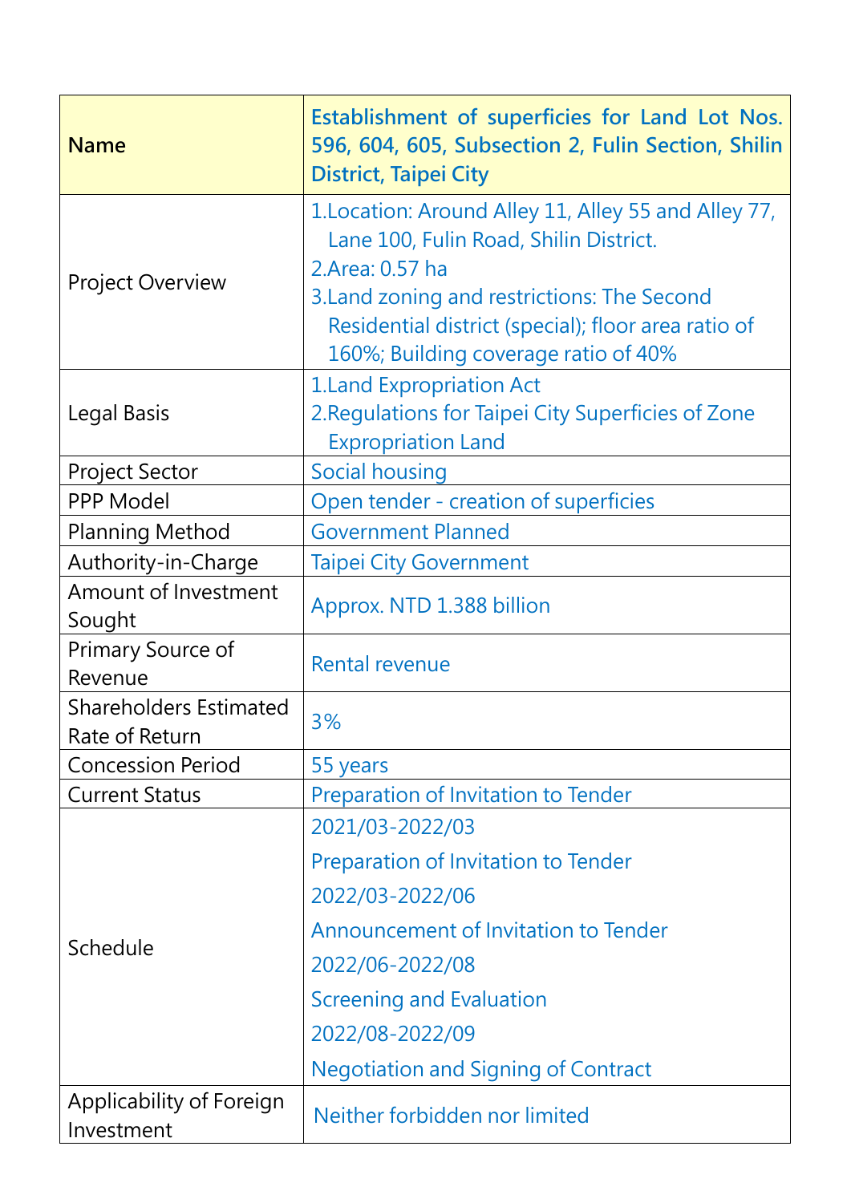| Name | **Establishment of superficies for Land Lot Nos. 596, 604, 605, Subsection 2, Fulin Section, Shilin District, Taipei City** |
|---|---|
| Project Overview | 1.Location: Around Alley 11, Alley 55 and Alley 77, Lane 100, Fulin Road, Shilin District.<br>2.Area: 0.57 ha<br>3.Land zoning and restrictions: The Second Residential district (special); floor area ratio of 160%; Building coverage ratio of 40% |
| Legal Basis | 1.Land Expropriation Act<br>2.Regulations for Taipei City Superficies of Zone Expropriation Land |
| Project Sector | Social housing |
| PPP Model | Open tender - creation of superficies |
| Planning Method | Government Planned |
| Authority-in-Charge | Taipei City Government |
| Amount of Investment Sought | Approx. NTD 1.388 billion |
| Primary Source of Revenue | Rental revenue |
| Shareholders Estimated Rate of Return | 3% |
| Concession Period | 55 years |
| Current Status | Preparation of Invitation to Tender |
| Schedule | 2021/03-2022/03<br>Preparation of Invitation to Tender<br>2022/03-2022/06<br>Announcement of Invitation to Tender<br>2022/06-2022/08<br>Screening and Evaluation<br>2022/08-2022/09<br>Negotiation and Signing of Contract |
| Applicability of Foreign Investment | Neither forbidden nor limited |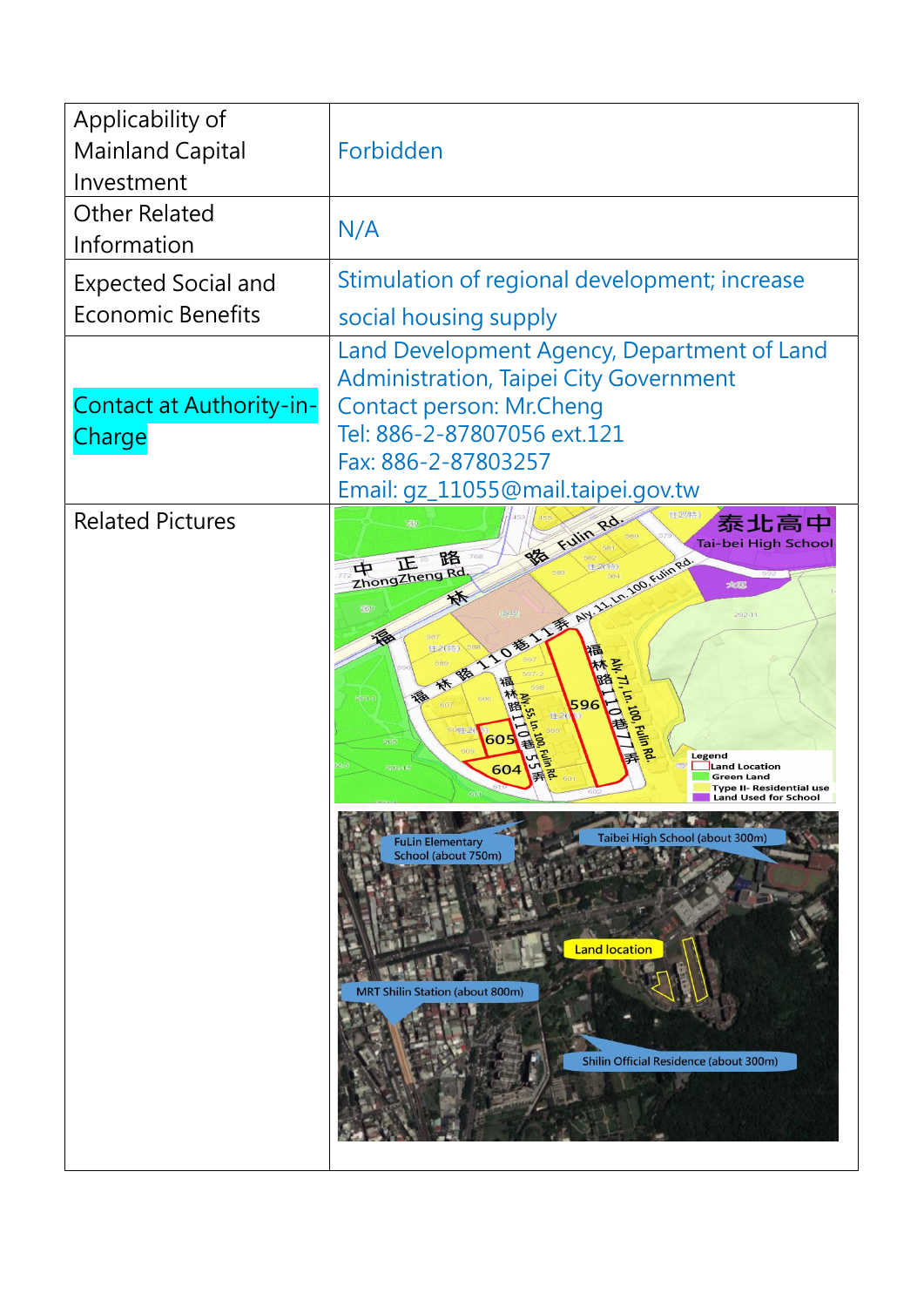| | |
|---|---|
| Applicability of Mainland Capital Investment | Forbidden |
| Other Related Information | N/A |
| Expected Social and Economic Benefits | Stimulation of regional development; increase social housing supply |
| Contact at Authority-in-Charge | Land Development Agency, Department of Land Administration, Taipei City Government<br>Contact person: Mr.Cheng<br>Tel: 886-2-87807056 ext.121<br>Fax: 886-2-87803257<br>Email: gz_11055@mail.taipei.gov.tw |
| Related Pictures | |